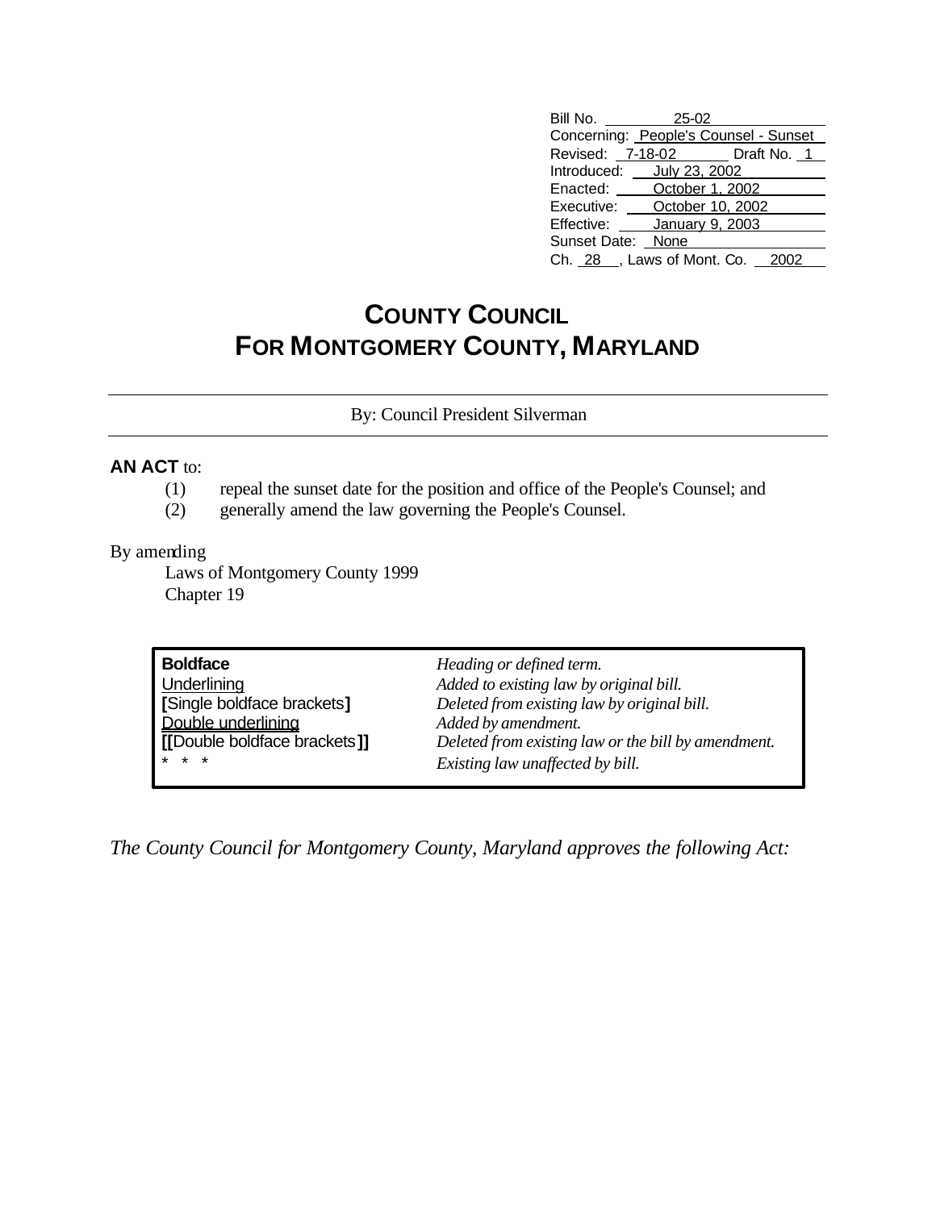| | |
|---|---|
| Bill No. | 25-02 |
| Concerning: | People's Counsel - Sunset |
| Revised: 7-18-02 | Draft No. 1 |
| Introduced: | July 23, 2002 |
| Enacted: | October 1, 2002 |
| Executive: | October 10, 2002 |
| Effective: | January 9, 2003 |
| Sunset Date: | None |
| Ch. 28 , Laws of Mont. Co. | 2002 |

# COUNTY COUNCIL
# FOR MONTGOMERY COUNTY, MARYLAND

By: Council President Silverman

**AN ACT** to:

(1) repeal the sunset date for the position and office of the People's Counsel; and

(2) generally amend the law governing the People's Counsel.

By amending

Laws of Montgomery County 1999
Chapter 19

| | |
|---|---|
| **Boldface** | *Heading or defined term.* |
| Underlining | *Added to existing law by original bill.* |
| **[**Single boldface brackets**]** | *Deleted from existing law by original bill.* |
| Double underlining | *Added by amendment.* |
| **[[**Double boldface brackets**]]** | *Deleted from existing law or the bill by amendment.* |
| * * * | *Existing law unaffected by bill.* |

*The County Council for Montgomery County, Maryland approves the following Act:*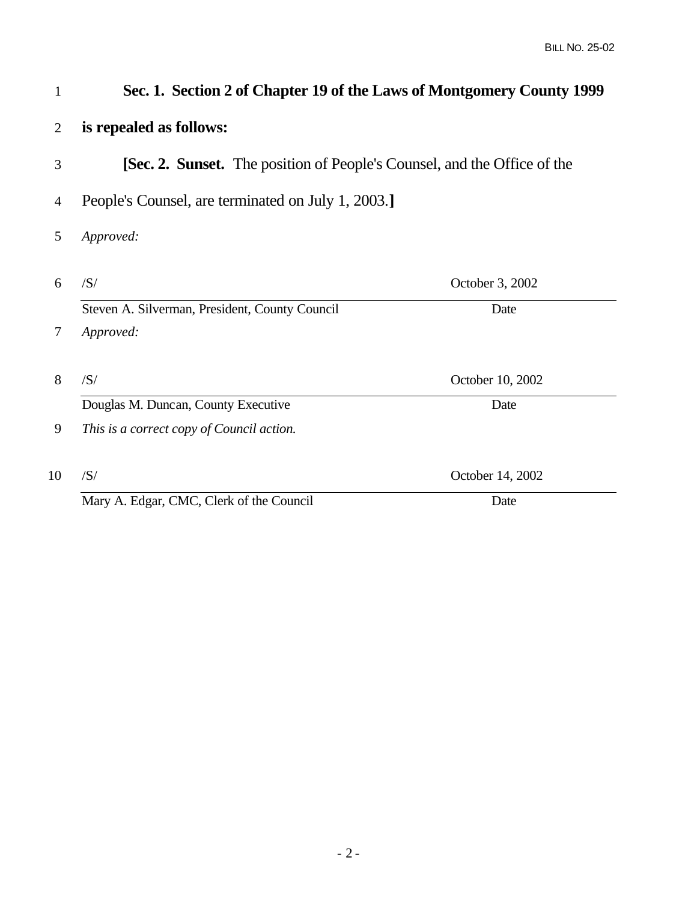**Sec. 1. Section 2 of Chapter 19 of the Laws of Montgomery County 1999 is repealed as follows:**

**[Sec. 2. Sunset.** The position of People's Counsel, and the Office of the People's Counsel, are terminated on July 1, 2003.**]**

*Approved:*

/S/ — October 3, 2002

Steven A. Silverman, President, County Council — Date

*Approved:*

/S/ — October 10, 2002

Douglas M. Duncan, County Executive — Date

*This is a correct copy of Council action.*

/S/ — October 14, 2002

Mary A. Edgar, CMC, Clerk of the Council — Date